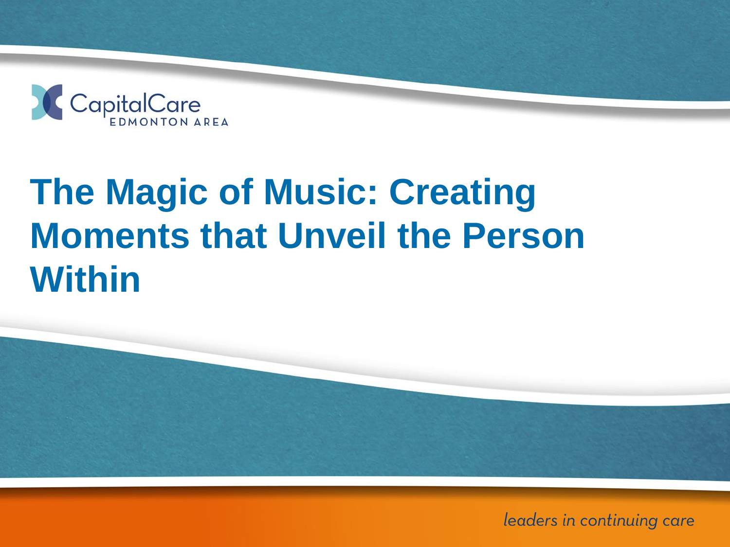CapitalCare
EDMONTON AREA

# The Magic of Music: Creating Moments that Unveil the Person Within

*leaders in continuing care*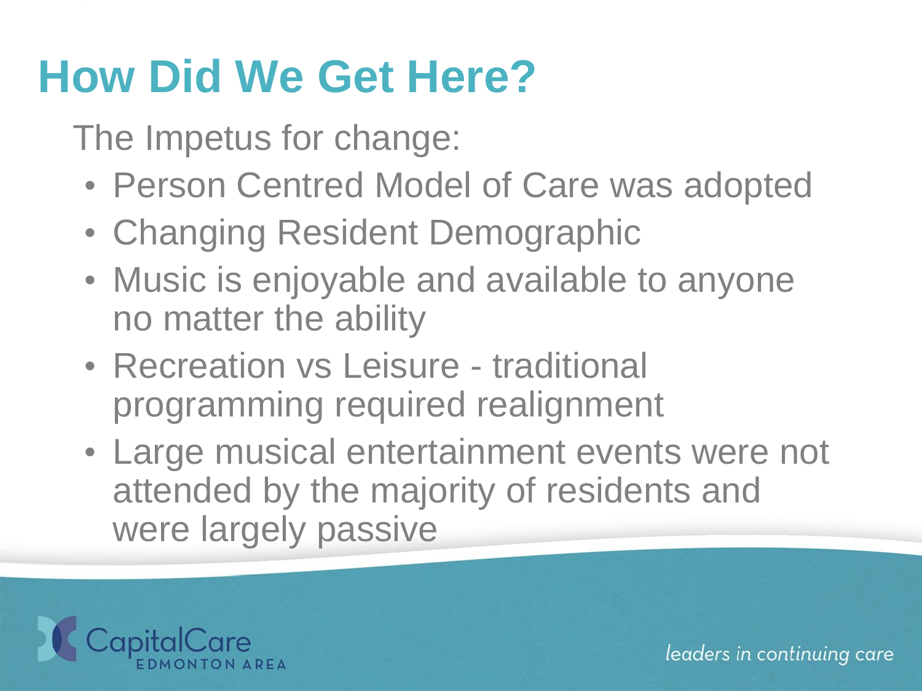# How Did We Get Here?

The Impetus for change:

- Person Centred Model of Care was adopted
- Changing Resident Demographic
- Music is enjoyable and available to anyone no matter the ability
- Recreation vs Leisure - traditional programming required realignment
- Large musical entertainment events were not attended by the majority of residents and were largely passive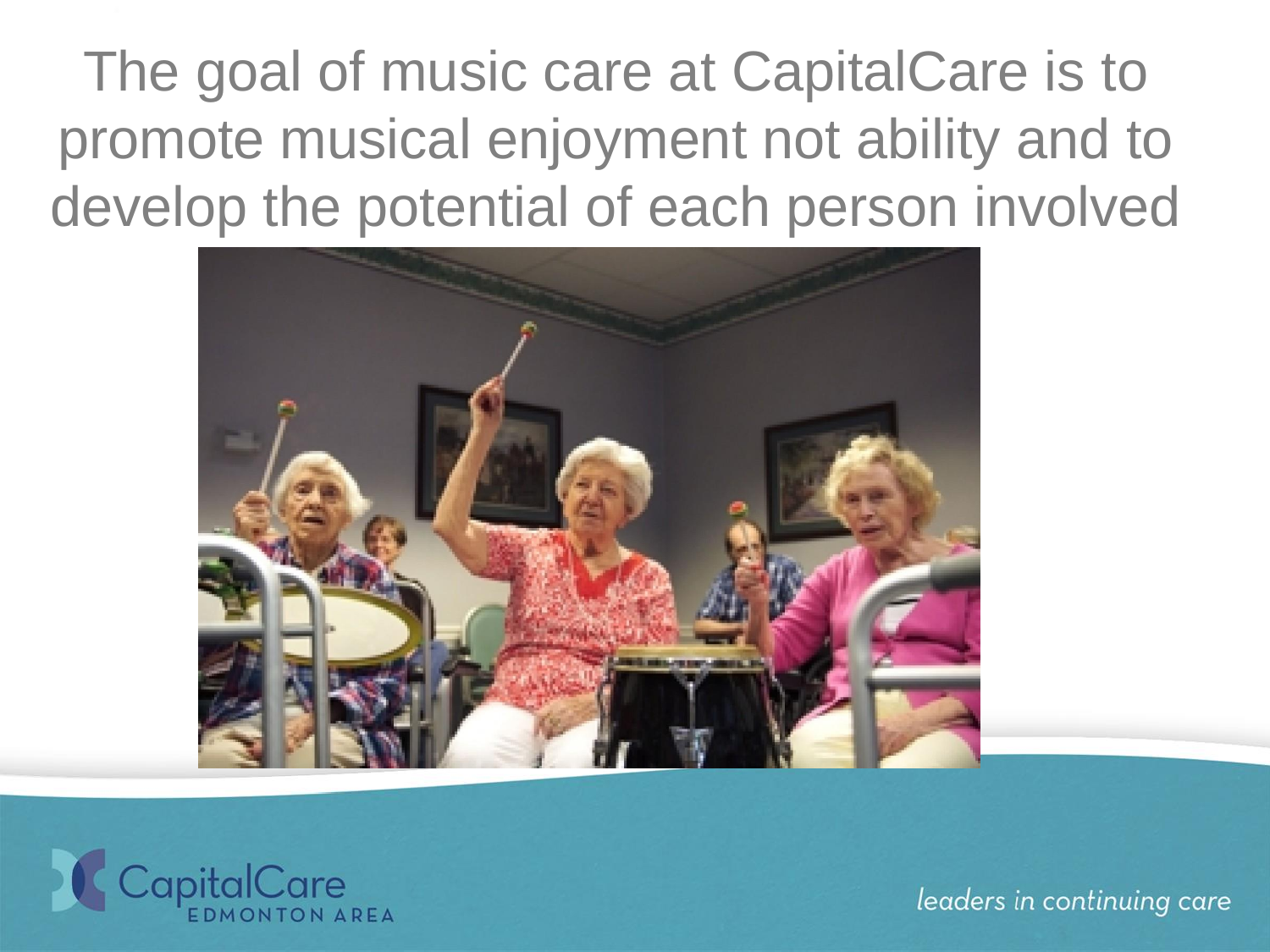# The goal of music care at CapitalCare is to promote musical enjoyment not ability and to develop the potential of each person involved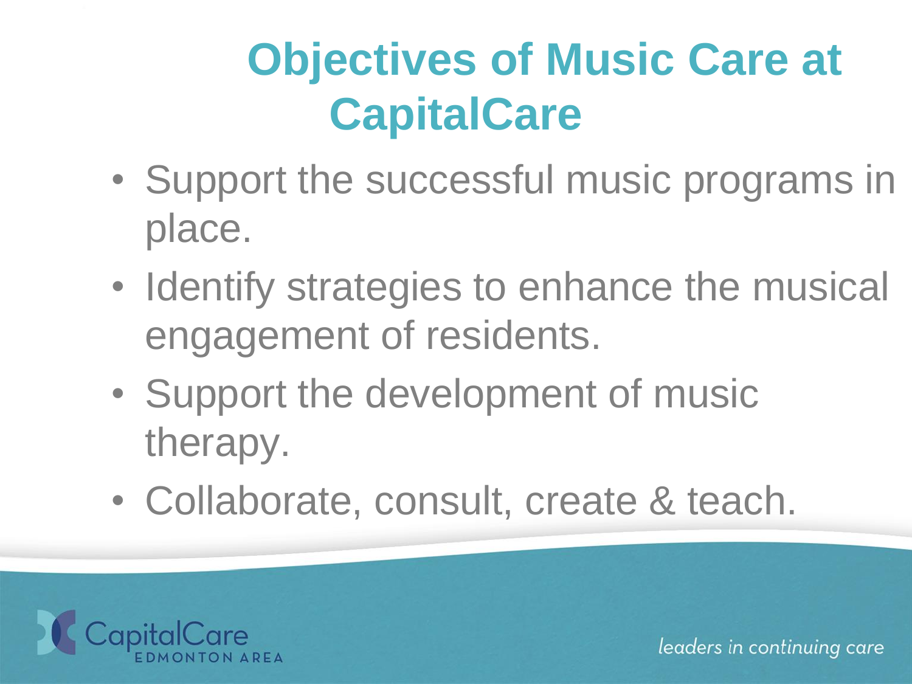# Objectives of Music Care at CapitalCare

- Support the successful music programs in place.
- Identify strategies to enhance the musical engagement of residents.
- Support the development of music therapy.
- Collaborate, consult, create & teach.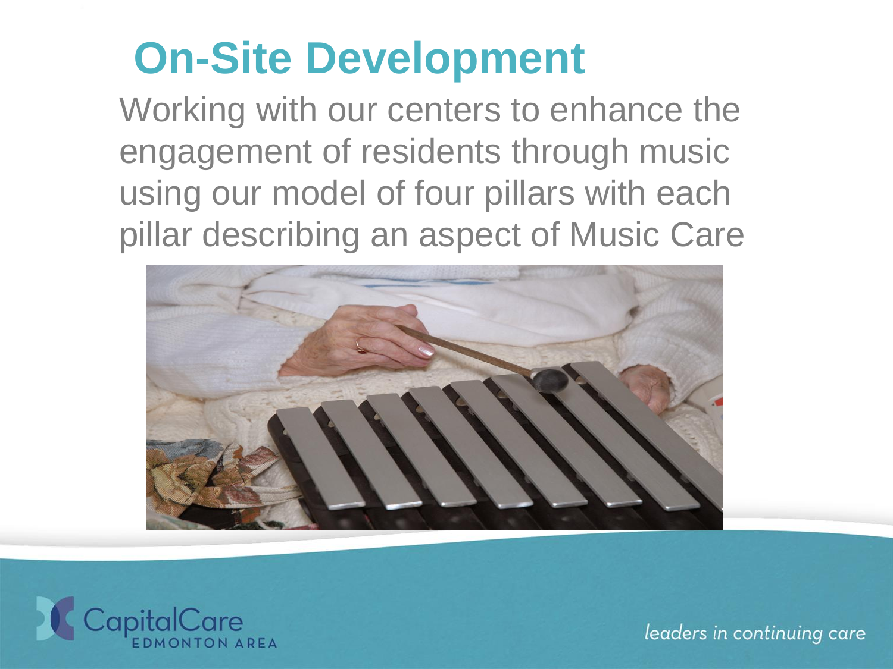# On-Site Development

Working with our centers to enhance the engagement of residents through music using our model of four pillars with each pillar describing an aspect of Music Care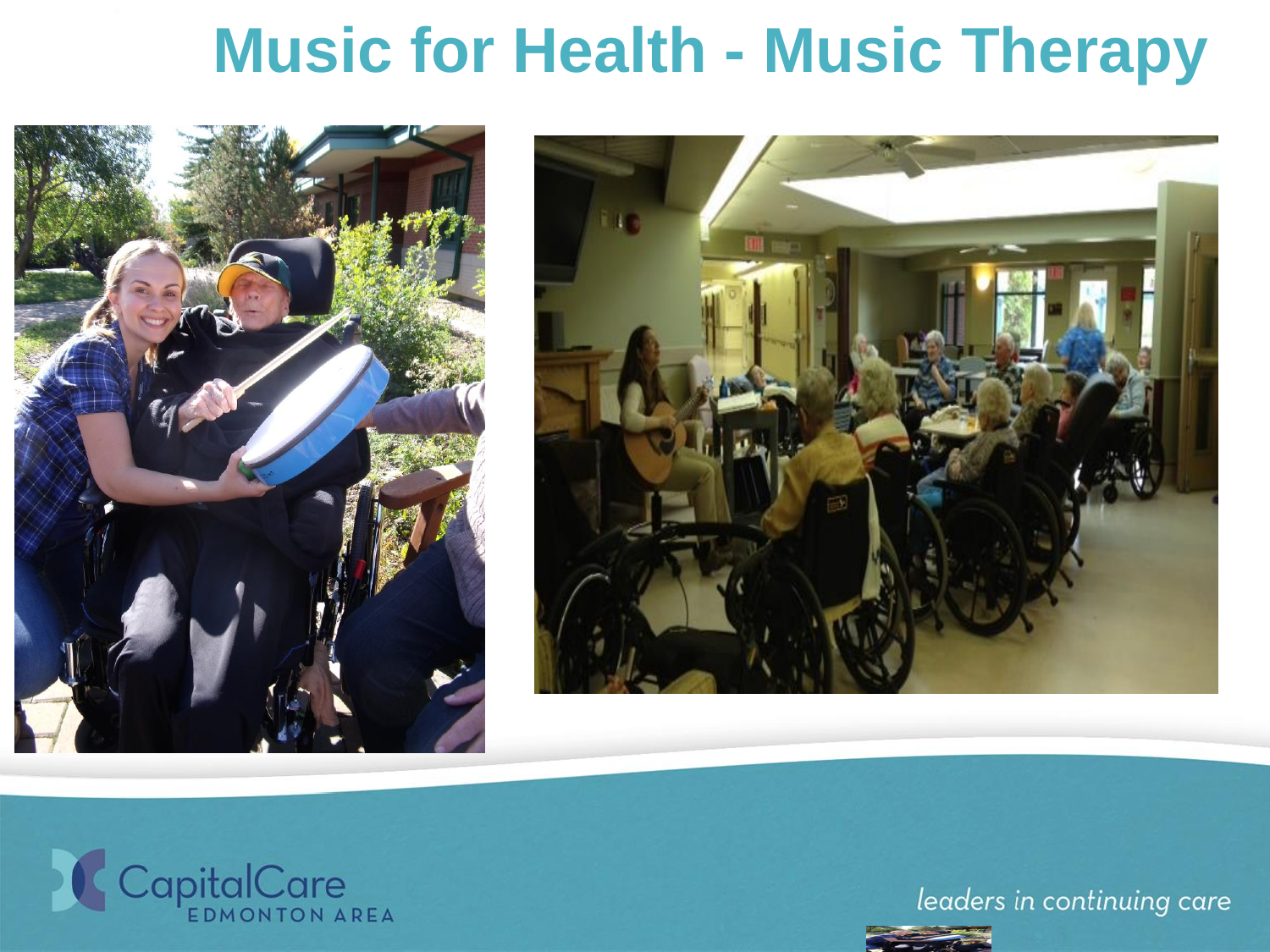# Music for Health - Music Therapy

CapitalCare EDMONTON AREA

*leaders in continuing care*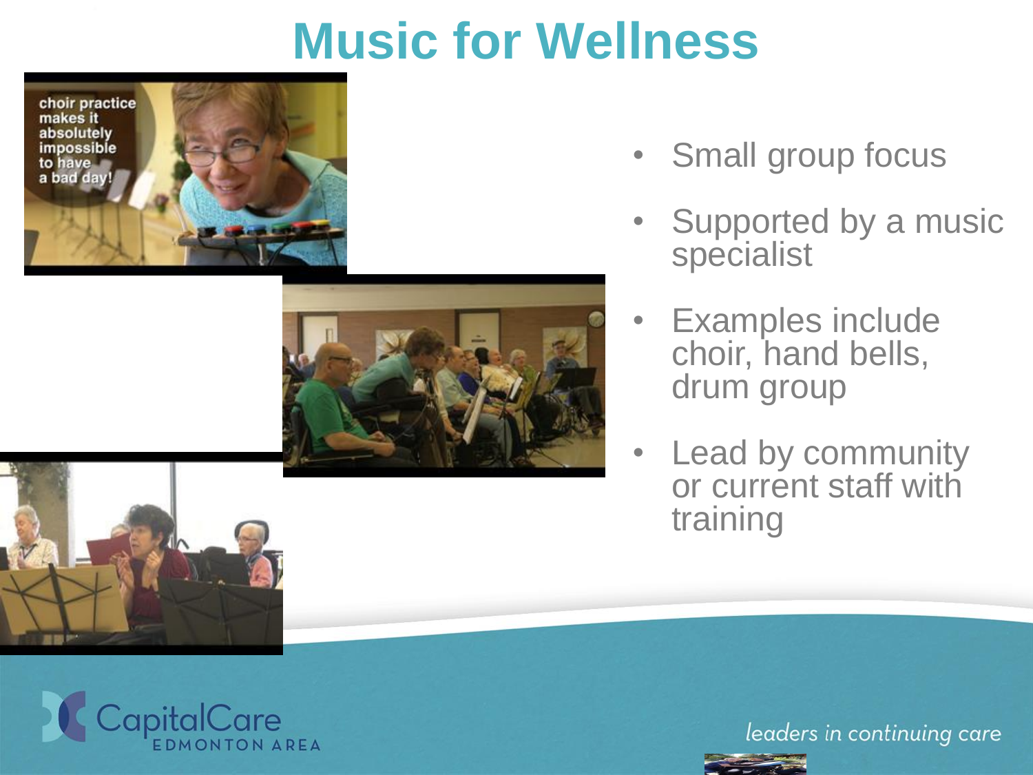# Music for Wellness

- Small group focus
- Supported by a music specialist
- Examples include choir, hand bells, drum group
- Lead by community or current staff with training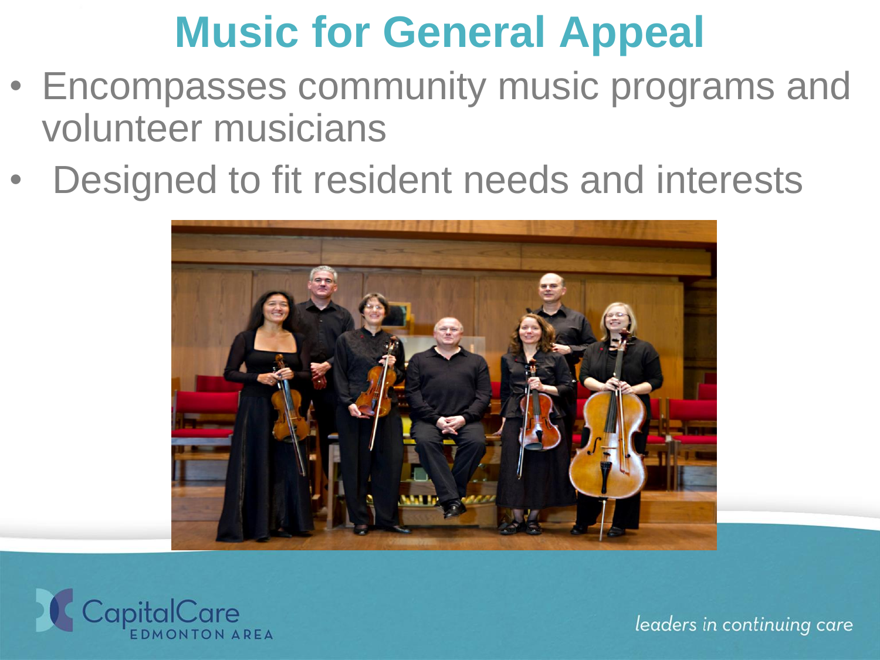# Music for General Appeal

- Encompasses community music programs and volunteer musicians
- Designed to fit resident needs and interests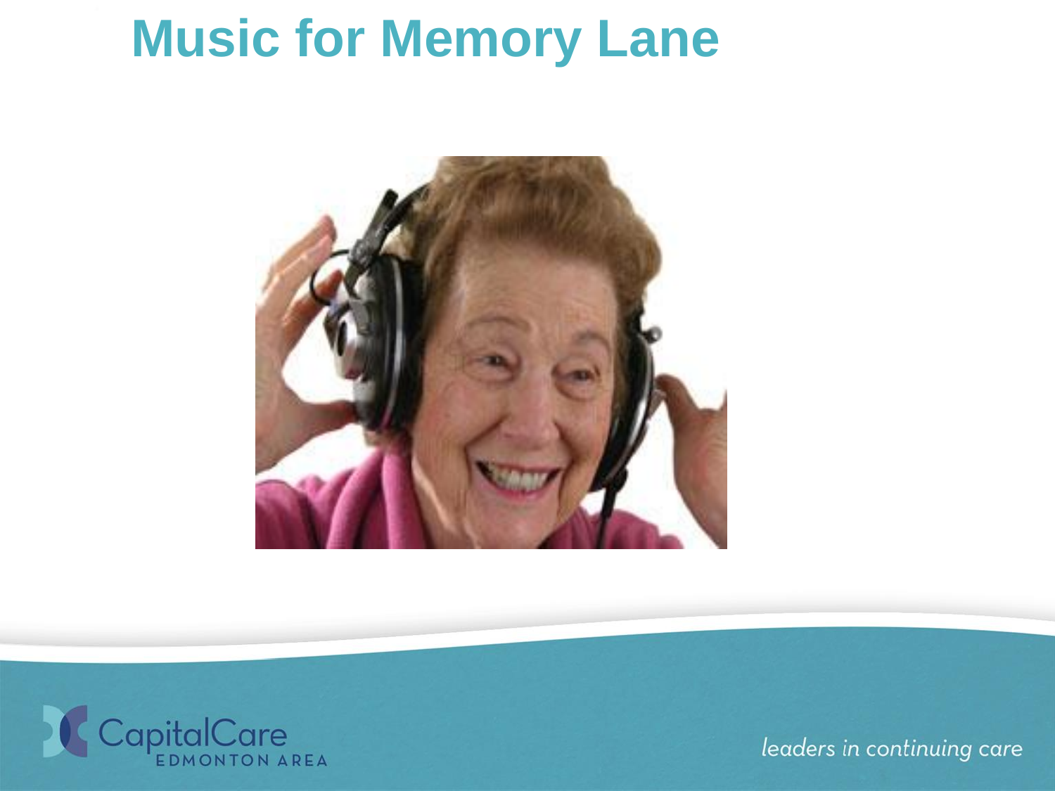# Music for Memory Lane